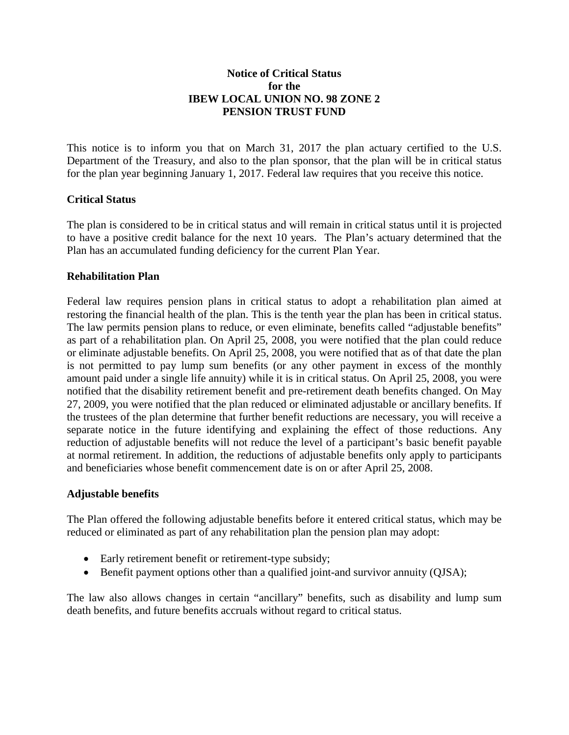# Notice of Critical Status for the IBEW LOCAL UNION NO. 98 ZONE 2 PENSION TRUST FUND

This notice is to inform you that on March 31, 2017 the plan actuary certified to the U.S. Department of the Treasury, and also to the plan sponsor, that the plan will be in critical status for the plan year beginning January 1, 2017. Federal law requires that you receive this notice.

## Critical Status

The plan is considered to be in critical status and will remain in critical status until it is projected to have a positive credit balance for the next 10 years. The Plan's actuary determined that the Plan has an accumulated funding deficiency for the current Plan Year.

## Rehabilitation Plan

Federal law requires pension plans in critical status to adopt a rehabilitation plan aimed at restoring the financial health of the plan. This is the tenth year the plan has been in critical status. The law permits pension plans to reduce, or even eliminate, benefits called "adjustable benefits" as part of a rehabilitation plan. On April 25, 2008, you were notified that the plan could reduce or eliminate adjustable benefits. On April 25, 2008, you were notified that as of that date the plan is not permitted to pay lump sum benefits (or any other payment in excess of the monthly amount paid under a single life annuity) while it is in critical status. On April 25, 2008, you were notified that the disability retirement benefit and pre-retirement death benefits changed. On May 27, 2009, you were notified that the plan reduced or eliminated adjustable or ancillary benefits. If the trustees of the plan determine that further benefit reductions are necessary, you will receive a separate notice in the future identifying and explaining the effect of those reductions. Any reduction of adjustable benefits will not reduce the level of a participant's basic benefit payable at normal retirement. In addition, the reductions of adjustable benefits only apply to participants and beneficiaries whose benefit commencement date is on or after April 25, 2008.

## Adjustable benefits

The Plan offered the following adjustable benefits before it entered critical status, which may be reduced or eliminated as part of any rehabilitation plan the pension plan may adopt:

- Early retirement benefit or retirement-type subsidy;
- Benefit payment options other than a qualified joint-and survivor annuity (QJSA);

The law also allows changes in certain "ancillary" benefits, such as disability and lump sum death benefits, and future benefits accruals without regard to critical status.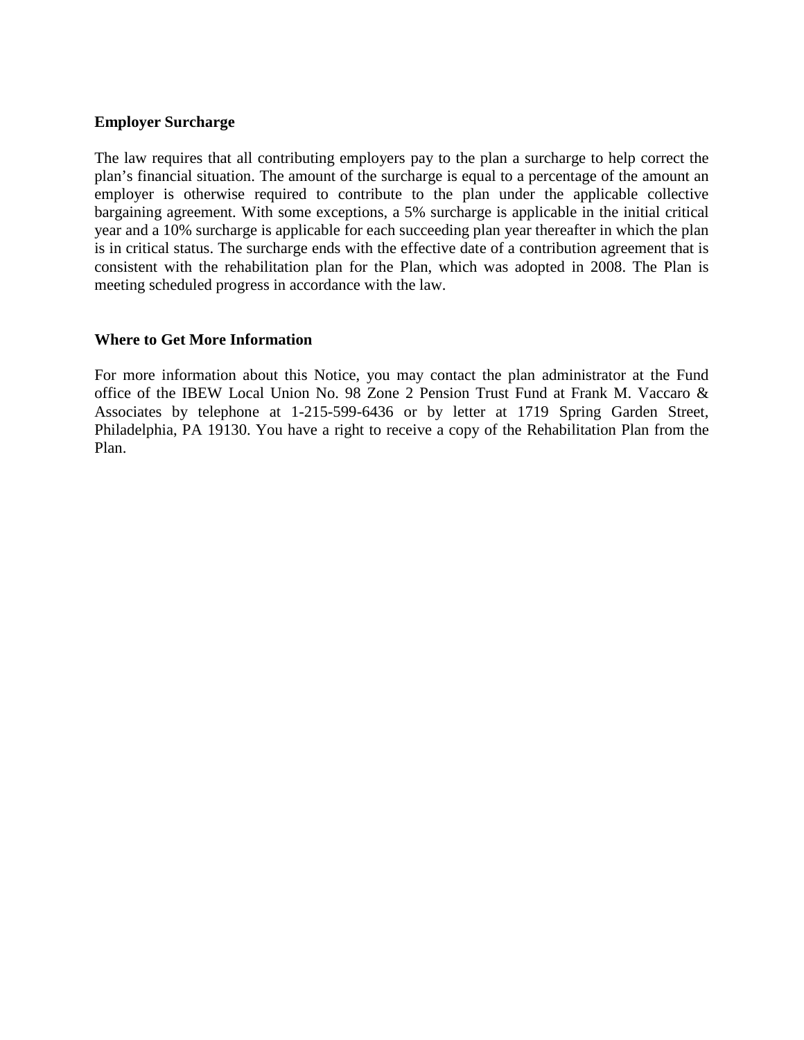**Employer Surcharge**

The law requires that all contributing employers pay to the plan a surcharge to help correct the plan's financial situation. The amount of the surcharge is equal to a percentage of the amount an employer is otherwise required to contribute to the plan under the applicable collective bargaining agreement. With some exceptions, a 5% surcharge is applicable in the initial critical year and a 10% surcharge is applicable for each succeeding plan year thereafter in which the plan is in critical status. The surcharge ends with the effective date of a contribution agreement that is consistent with the rehabilitation plan for the Plan, which was adopted in 2008. The Plan is meeting scheduled progress in accordance with the law.

**Where to Get More Information**

For more information about this Notice, you may contact the plan administrator at the Fund office of the IBEW Local Union No. 98 Zone 2 Pension Trust Fund at Frank M. Vaccaro & Associates by telephone at 1-215-599-6436 or by letter at 1719 Spring Garden Street, Philadelphia, PA 19130. You have a right to receive a copy of the Rehabilitation Plan from the Plan.